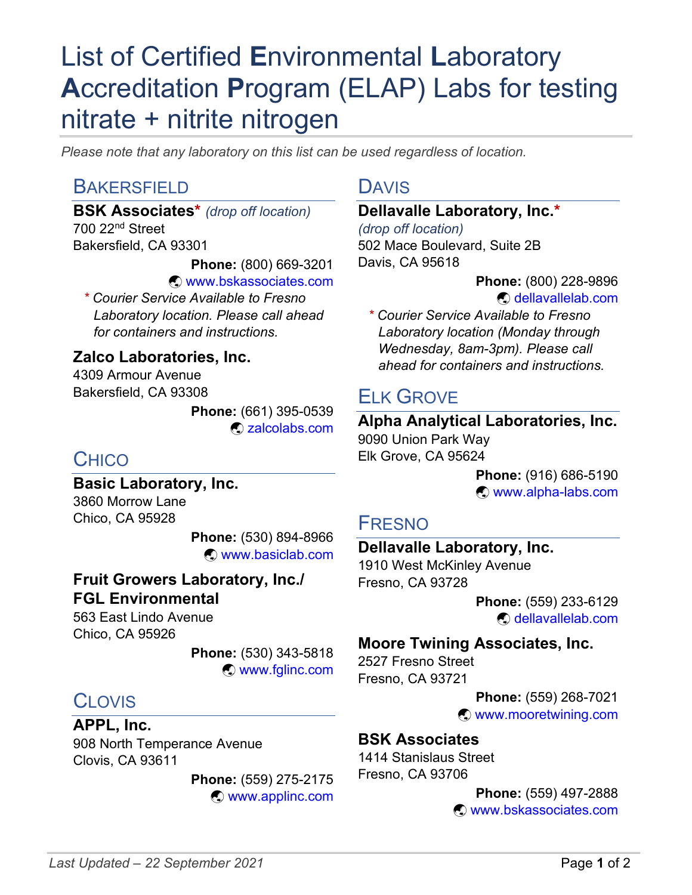# List of Certified **E**nvironmental **L**aboratory **A**ccreditation **P**rogram (ELAP) Labs for testing nitrate + nitrite nitrogen

*Please note that any laboratory on this list can be used regardless of location.*

## Bakersfield

**BSK Associates*** *(drop off location)*
700 22nd Street
Bakersfield, CA 93301
**Phone:** (800) 669-3201
www.bskassociates.com

** Courier Service Available to Fresno Laboratory location. Please call ahead for containers and instructions.*

**Zalco Laboratories, Inc.**
4309 Armour Avenue
Bakersfield, CA 93308
**Phone:** (661) 395-0539
zalcolabs.com

## Chico

**Basic Laboratory, Inc.**
3860 Morrow Lane
Chico, CA 95928
**Phone:** (530) 894-8966
www.basiclab.com

**Fruit Growers Laboratory, Inc./ FGL Environmental**
563 East Lindo Avenue
Chico, CA 95926
**Phone:** (530) 343-5818
www.fglinc.com

## Clovis

**APPL, Inc.**
908 North Temperance Avenue
Clovis, CA 93611
**Phone:** (559) 275-2175
www.applinc.com

## Davis

**Dellavalle Laboratory, Inc.***
*(drop off location)*
502 Mace Boulevard, Suite 2B
Davis, CA 95618
**Phone:** (800) 228-9896
dellavallelab.com

** Courier Service Available to Fresno Laboratory location (Monday through Wednesday, 8am-3pm). Please call ahead for containers and instructions.*

## Elk Grove

**Alpha Analytical Laboratories, Inc.**
9090 Union Park Way
Elk Grove, CA 95624
**Phone:** (916) 686-5190
www.alpha-labs.com

## Fresno

**Dellavalle Laboratory, Inc.**
1910 West McKinley Avenue
Fresno, CA 93728
**Phone:** (559) 233-6129
dellavallelab.com

**Moore Twining Associates, Inc.**
2527 Fresno Street
Fresno, CA 93721
**Phone:** (559) 268-7021
www.mooretwining.com

**BSK Associates**
1414 Stanislaus Street
Fresno, CA 93706
**Phone:** (559) 497-2888
www.bskassociates.com

*Last Updated – 22 September 2021*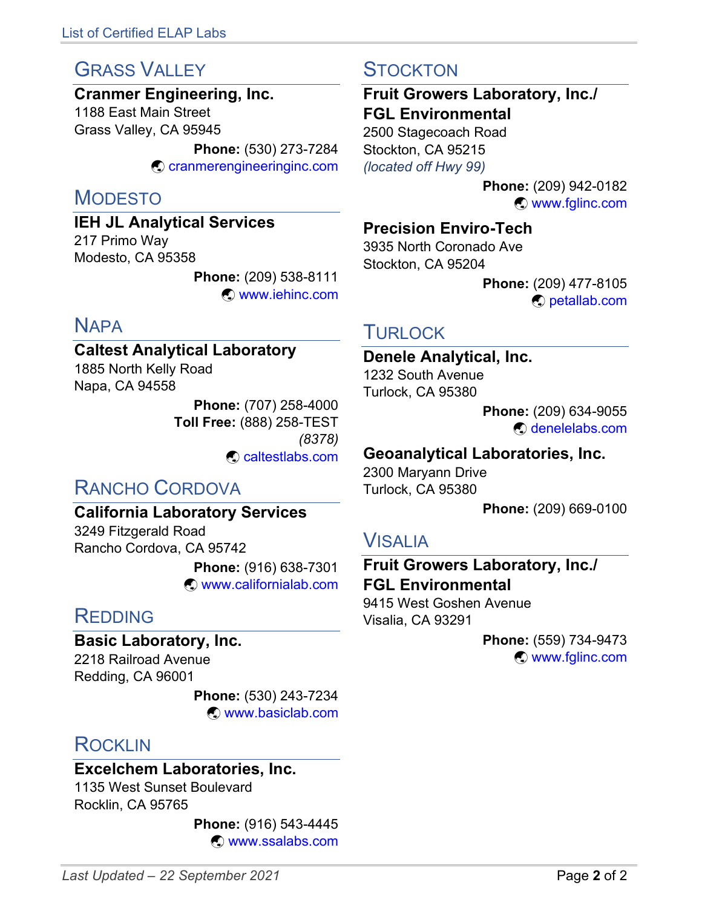## Grass Valley

**Cranmer Engineering, Inc.**
1188 East Main Street
Grass Valley, CA 95945

**Phone:** (530) 273-7284
cranmerengineeringinc.com

## Modesto

**IEH JL Analytical Services**
217 Primo Way
Modesto, CA 95358

**Phone:** (209) 538-8111
www.iehinc.com

## Napa

**Caltest Analytical Laboratory**
1885 North Kelly Road
Napa, CA 94558

**Phone:** (707) 258-4000
**Toll Free:** (888) 258-TEST *(8378)*
caltestlabs.com

## Rancho Cordova

**California Laboratory Services**
3249 Fitzgerald Road
Rancho Cordova, CA 95742

**Phone:** (916) 638-7301
www.californialab.com

## Redding

**Basic Laboratory, Inc.**
2218 Railroad Avenue
Redding, CA 96001

**Phone:** (530) 243-7234
www.basiclab.com

## Rocklin

**Excelchem Laboratories, Inc.**
1135 West Sunset Boulevard
Rocklin, CA 95765

**Phone:** (916) 543-4445
www.ssalabs.com

## Stockton

**Fruit Growers Laboratory, Inc./ FGL Environmental**
2500 Stagecoach Road
Stockton, CA 95215
*(located off Hwy 99)*

**Phone:** (209) 942-0182
www.fglinc.com

**Precision Enviro-Tech**
3935 North Coronado Ave
Stockton, CA 95204

**Phone:** (209) 477-8105
petallab.com

## Turlock

**Denele Analytical, Inc.**
1232 South Avenue
Turlock, CA 95380

**Phone:** (209) 634-9055
denelelabs.com

**Geoanalytical Laboratories, Inc.**
2300 Maryann Drive
Turlock, CA 95380

**Phone:** (209) 669-0100

## Visalia

**Fruit Growers Laboratory, Inc./ FGL Environmental**
9415 West Goshen Avenue
Visalia, CA 93291

**Phone:** (559) 734-9473
www.fglinc.com

*Last Updated – 22 September 2021*